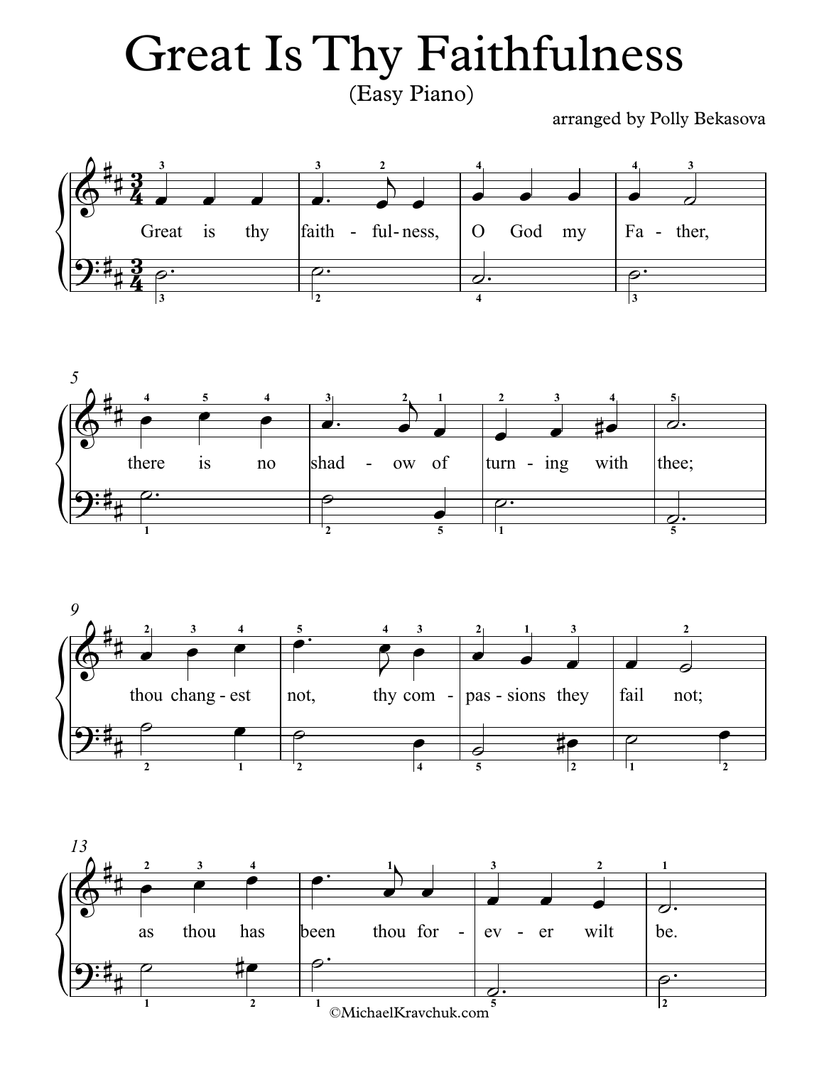# Great Is Thy Faithfulness

(Easy Piano)

arranged by Polly Bekasova

Great is thy faith - ful- ness, O God my Fa - ther,

there is no shad - ow of turn - ing with thee;

thou chang - est not, thy com - pas - sions they fail not;

as thou has been thou for - ev - er wilt be.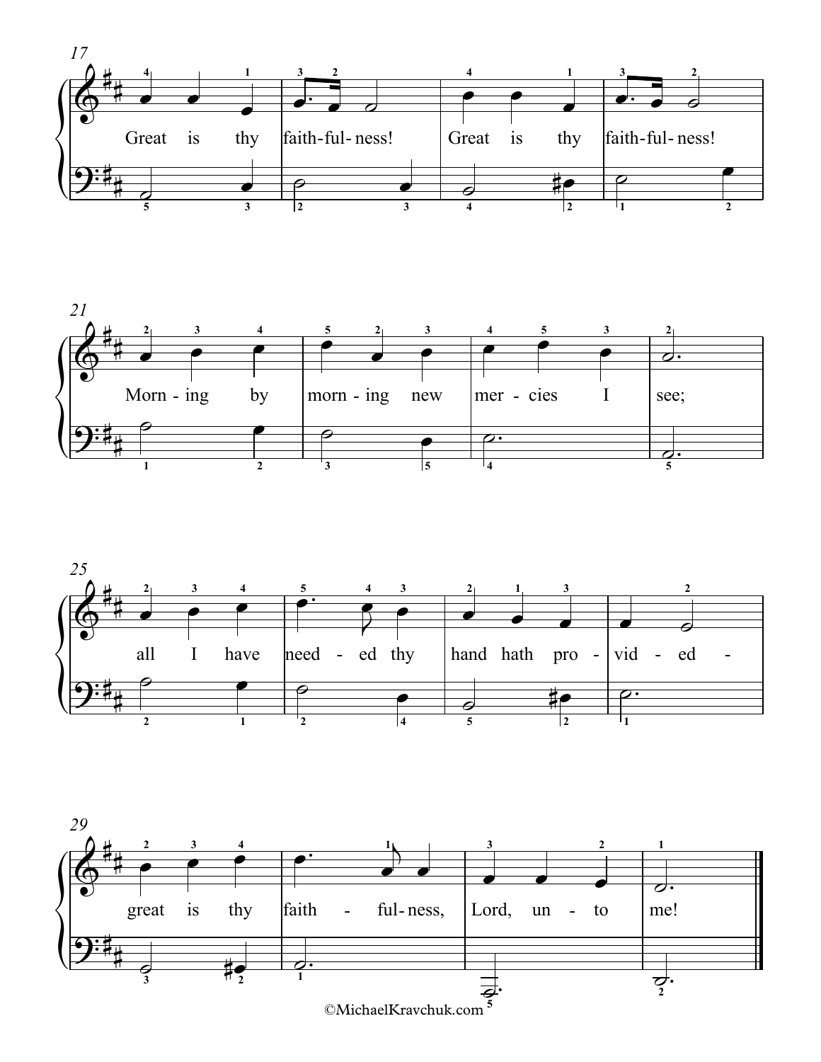17

Great is thy faith-ful-ness! Great is thy faith-ful-ness!

21

Morn - ing by morn - ing new mer - cies I see;

25

all I have need - ed thy hand hath pro - vid - ed -

29

great is thy faith - ful-ness, Lord, un - to me!

©MichaelKravchuk.com